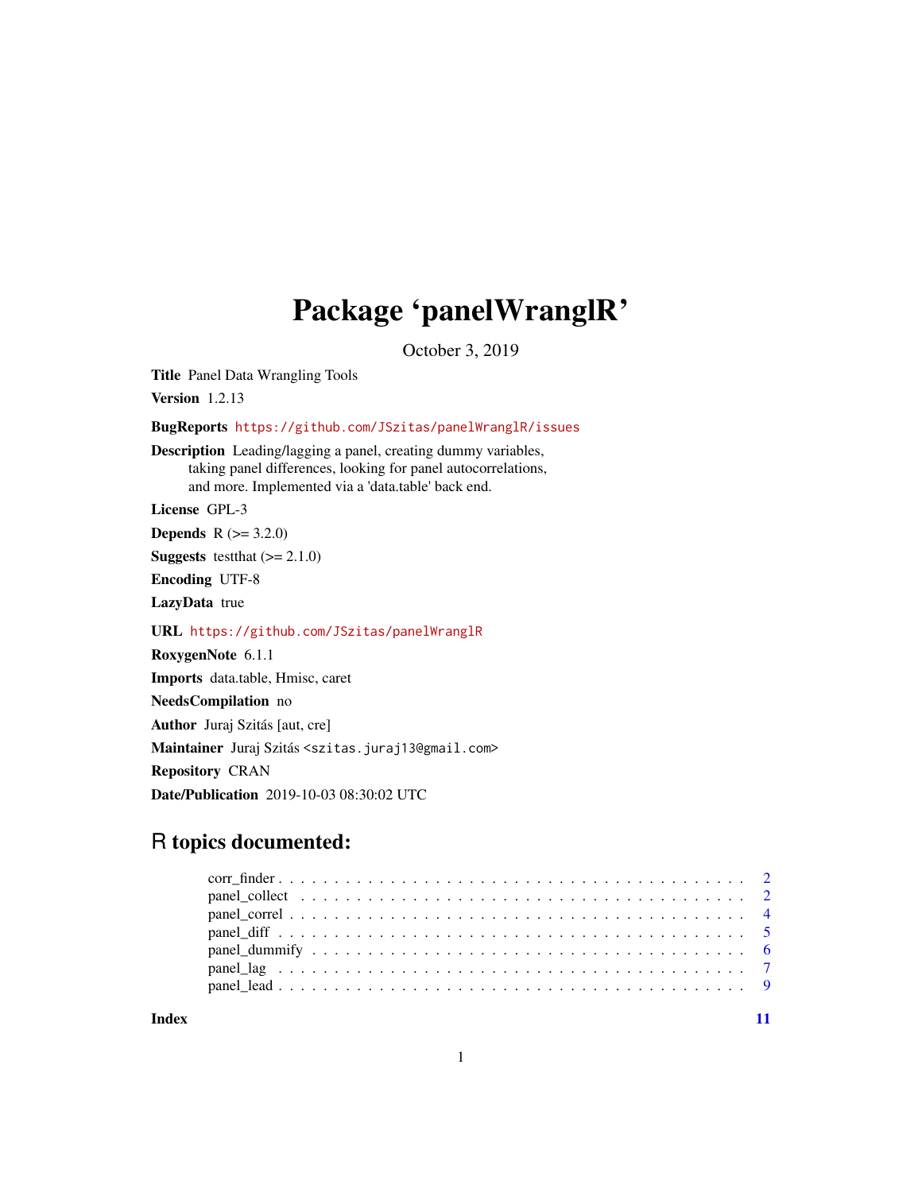# Package 'panelWranglR'

October 3, 2019

**Title** Panel Data Wrangling Tools

**Version** 1.2.13

**BugReports** https://github.com/JSzitas/panelWranglR/issues

**Description** Leading/lagging a panel, creating dummy variables, taking panel differences, looking for panel autocorrelations, and more. Implemented via a 'data.table' back end.

**License** GPL-3

**Depends** R (>= 3.2.0)

**Suggests** testthat (>= 2.1.0)

**Encoding** UTF-8

**LazyData** true

**URL** https://github.com/JSzitas/panelWranglR

**RoxygenNote** 6.1.1

**Imports** data.table, Hmisc, caret

**NeedsCompilation** no

**Author** Juraj Szitás [aut, cre]

**Maintainer** Juraj Szitás <szitas.juraj13@gmail.com>

**Repository** CRAN

**Date/Publication** 2019-10-03 08:30:02 UTC

## R topics documented:

- corr_finder . . . . . . . . . . . . . . . . . . . . . . . . . . . . . . . . . . . . . . . . 2
- panel_collect . . . . . . . . . . . . . . . . . . . . . . . . . . . . . . . . . . . . . . . . 2
- panel_correl . . . . . . . . . . . . . . . . . . . . . . . . . . . . . . . . . . . . . . . . 4
- panel_diff . . . . . . . . . . . . . . . . . . . . . . . . . . . . . . . . . . . . . . . . 5
- panel_dummify . . . . . . . . . . . . . . . . . . . . . . . . . . . . . . . . . . . . . . . . 6
- panel_lag . . . . . . . . . . . . . . . . . . . . . . . . . . . . . . . . . . . . . . . . 7
- panel_lead . . . . . . . . . . . . . . . . . . . . . . . . . . . . . . . . . . . . . . . . 9

**Index** **11**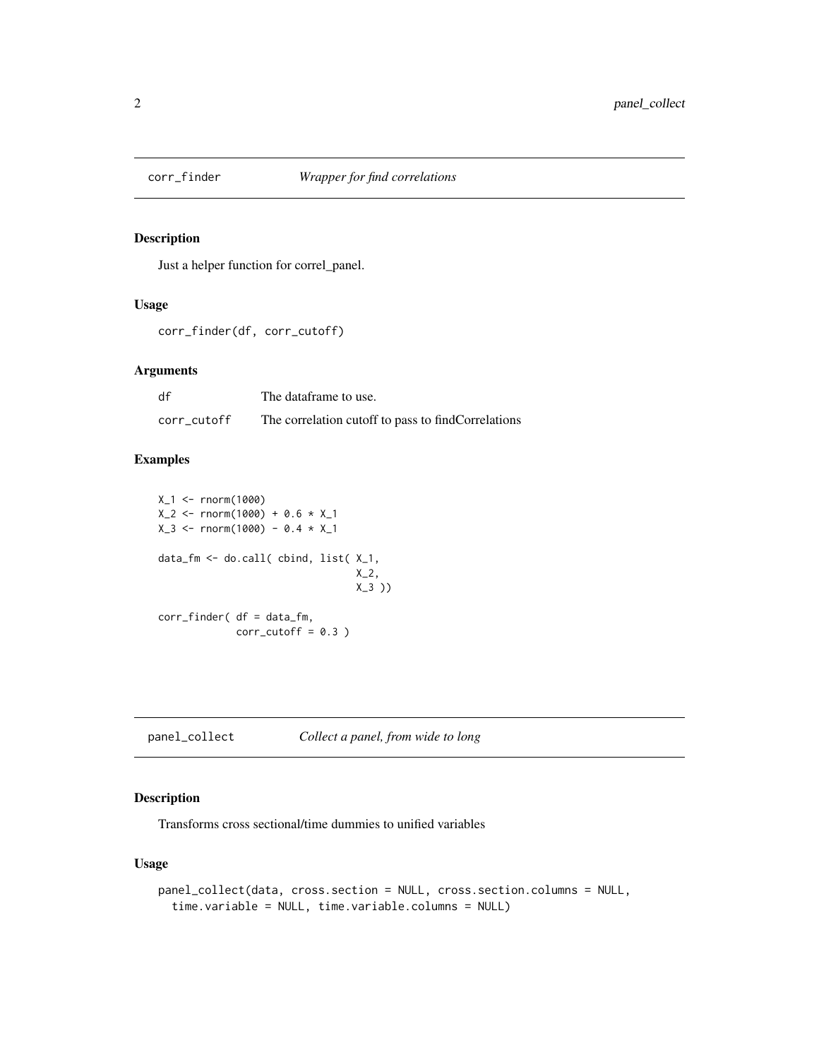## corr_finder *Wrapper for find correlations*

### Description

Just a helper function for correl_panel.

### Usage

```
corr_finder(df, corr_cutoff)
```

### Arguments

| | |
|---|---|
| df | The dataframe to use. |
| corr_cutoff | The correlation cutoff to pass to findCorrelations |

### Examples

```
X_1 <- rnorm(1000)
X_2 <- rnorm(1000) + 0.6 * X_1
X_3 <- rnorm(1000) - 0.4 * X_1

data_fm <- do.call( cbind, list( X_1,
                                 X_2,
                                 X_3 ))

corr_finder( df = data_fm,
             corr_cutoff = 0.3 )
```

## panel_collect *Collect a panel, from wide to long*

### Description

Transforms cross sectional/time dummies to unified variables

### Usage

```
panel_collect(data, cross.section = NULL, cross.section.columns = NULL,
  time.variable = NULL, time.variable.columns = NULL)
```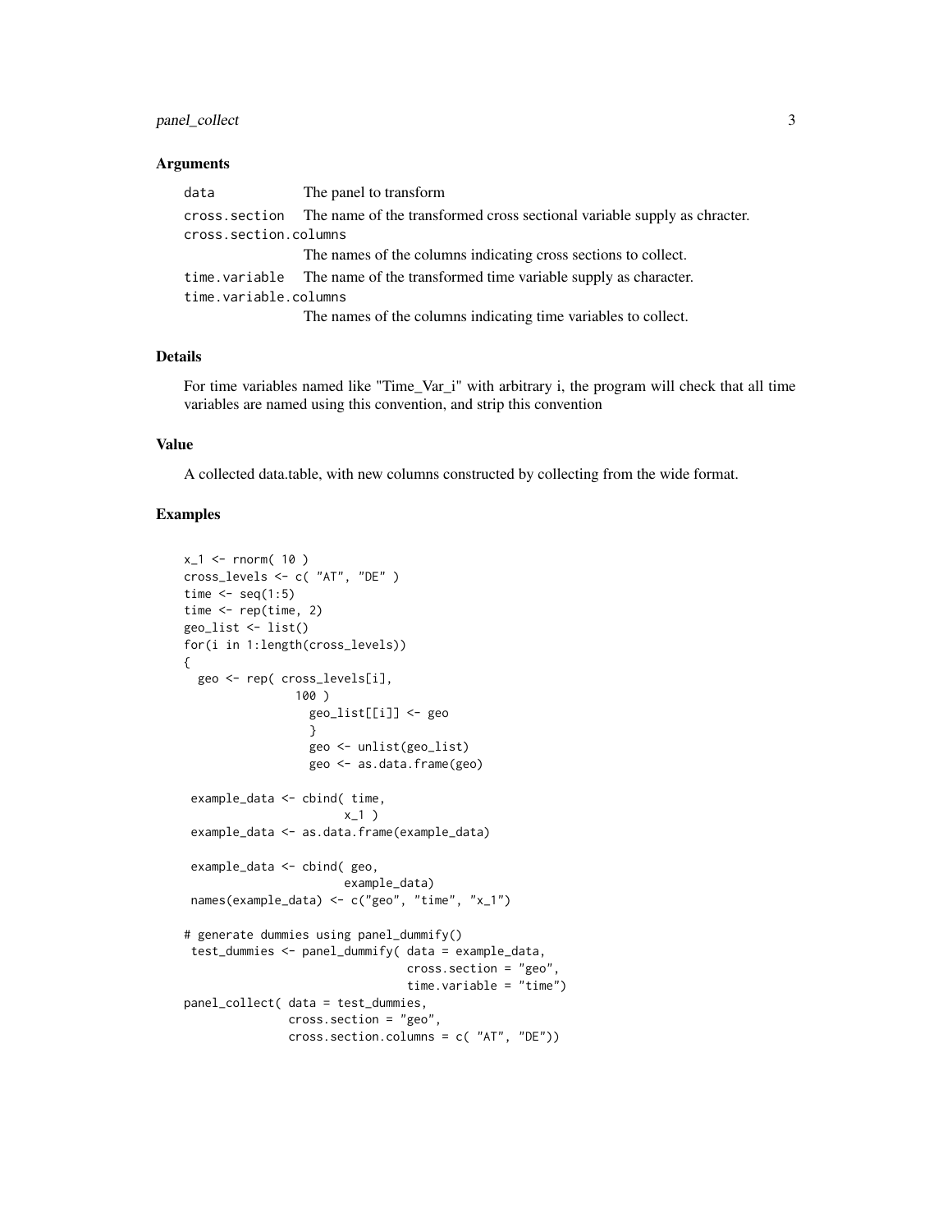### Arguments

| | |
|---|---|
| data | The panel to transform |
| cross.section | The name of the transformed cross sectional variable supply as chracter. |
| cross.section.columns | The names of the columns indicating cross sections to collect. |
| time.variable | The name of the transformed time variable supply as character. |
| time.variable.columns | The names of the columns indicating time variables to collect. |

### Details

For time variables named like "Time_Var_i" with arbitrary i, the program will check that all time variables are named using this convention, and strip this convention

### Value

A collected data.table, with new columns constructed by collecting from the wide format.

### Examples

```
x_1 <- rnorm( 10 )
cross_levels <- c( "AT", "DE" )
time <- seq(1:5)
time <- rep(time, 2)
geo_list <- list()
for(i in 1:length(cross_levels))
{
  geo <- rep( cross_levels[i],
              100 )
                geo_list[[i]] <- geo
                }
                geo <- unlist(geo_list)
                geo <- as.data.frame(geo)

 example_data <- cbind( time,
                        x_1 )
 example_data <- as.data.frame(example_data)

 example_data <- cbind( geo,
                        example_data)
 names(example_data) <- c("geo", "time", "x_1")

# generate dummies using panel_dummify()
 test_dummies <- panel_dummify( data = example_data,
                                cross.section = "geo",
                                time.variable = "time")
panel_collect( data = test_dummies,
               cross.section = "geo",
               cross.section.columns = c( "AT", "DE"))
```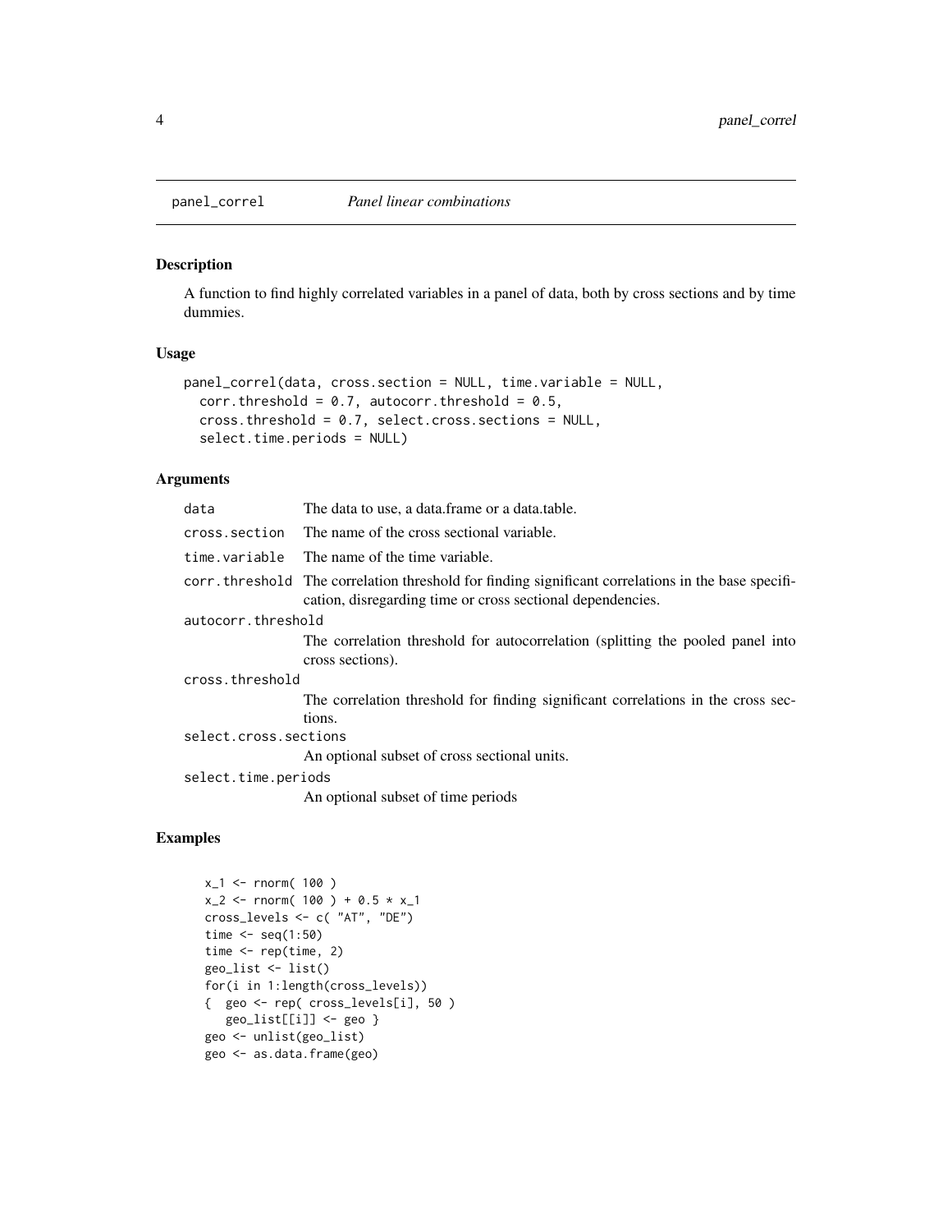## panel_correl *Panel linear combinations*

### Description

A function to find highly correlated variables in a panel of data, both by cross sections and by time dummies.

### Usage

```
panel_correl(data, cross.section = NULL, time.variable = NULL,
  corr.threshold = 0.7, autocorr.threshold = 0.5,
  cross.threshold = 0.7, select.cross.sections = NULL,
  select.time.periods = NULL)
```

### Arguments

| Argument | Description |
|---|---|
| data | The data to use, a data.frame or a data.table. |
| cross.section | The name of the cross sectional variable. |
| time.variable | The name of the time variable. |
| corr.threshold | The correlation threshold for finding significant correlations in the base specification, disregarding time or cross sectional dependencies. |
| autocorr.threshold | The correlation threshold for autocorrelation (splitting the pooled panel into cross sections). |
| cross.threshold | The correlation threshold for finding significant correlations in the cross sections. |
| select.cross.sections | An optional subset of cross sectional units. |
| select.time.periods | An optional subset of time periods |

### Examples

```
x_1 <- rnorm( 100 )
x_2 <- rnorm( 100 ) + 0.5 * x_1
cross_levels <- c( "AT", "DE")
time <- seq(1:50)
time <- rep(time, 2)
geo_list <- list()
for(i in 1:length(cross_levels))
{  geo <- rep( cross_levels[i], 50 )
   geo_list[[i]] <- geo }
geo <- unlist(geo_list)
geo <- as.data.frame(geo)
```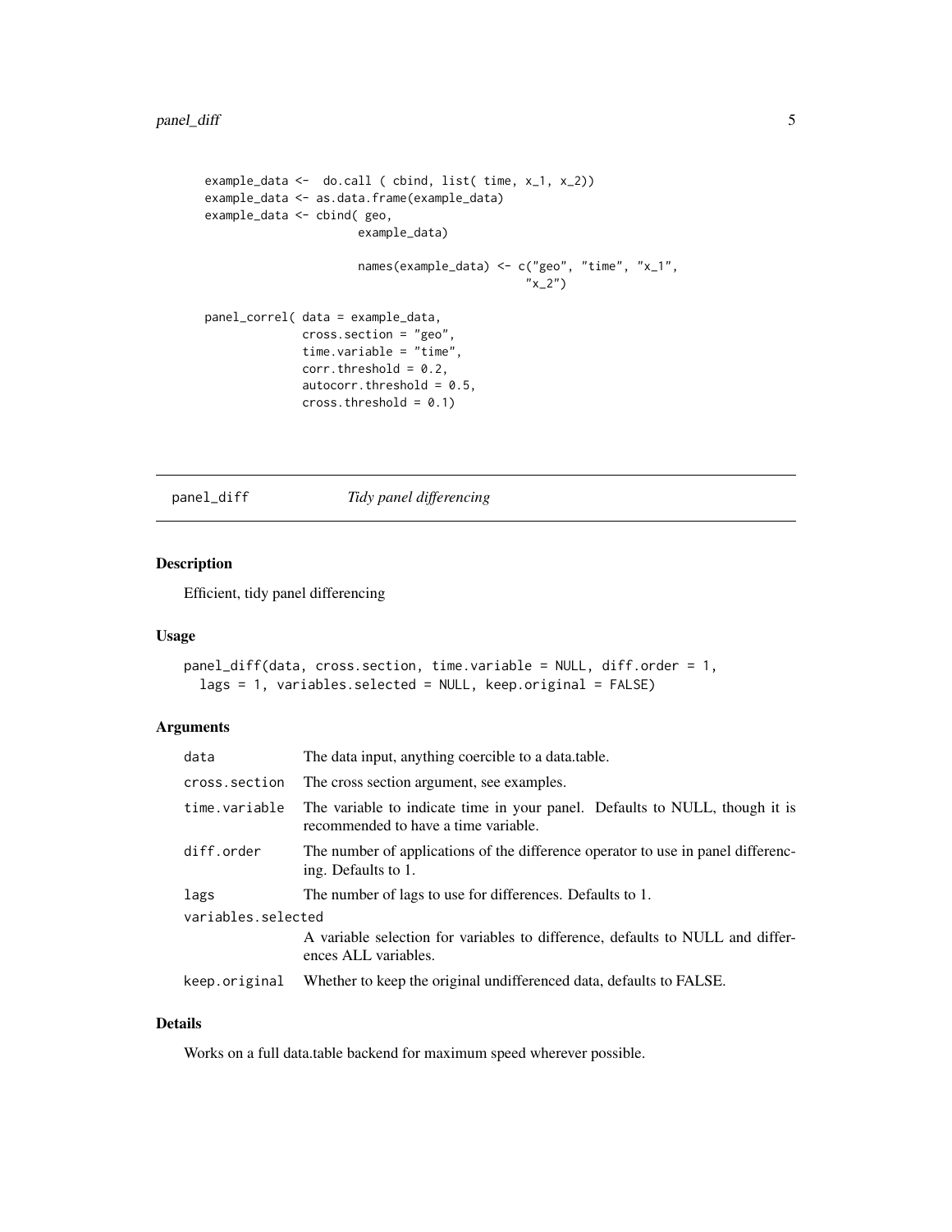```
example_data <-  do.call ( cbind, list( time, x_1, x_2))
example_data <- as.data.frame(example_data)
example_data <- cbind( geo,
                       example_data)

                       names(example_data) <- c("geo", "time", "x_1",
                                                "x_2")

panel_correl( data = example_data,
              cross.section = "geo",
              time.variable = "time",
              corr.threshold = 0.2,
              autocorr.threshold = 0.5,
              cross.threshold = 0.1)
```

## panel_diff — *Tidy panel differencing*

### Description

Efficient, tidy panel differencing

### Usage

```
panel_diff(data, cross.section, time.variable = NULL, diff.order = 1,
  lags = 1, variables.selected = NULL, keep.original = FALSE)
```

### Arguments

| Argument | Description |
|---|---|
| `data` | The data input, anything coercible to a data.table. |
| `cross.section` | The cross section argument, see examples. |
| `time.variable` | The variable to indicate time in your panel. Defaults to NULL, though it is recommended to have a time variable. |
| `diff.order` | The number of applications of the difference operator to use in panel differencing. Defaults to 1. |
| `lags` | The number of lags to use for differences. Defaults to 1. |
| `variables.selected` | A variable selection for variables to difference, defaults to NULL and differences ALL variables. |
| `keep.original` | Whether to keep the original undifferenced data, defaults to FALSE. |

### Details

Works on a full data.table backend for maximum speed wherever possible.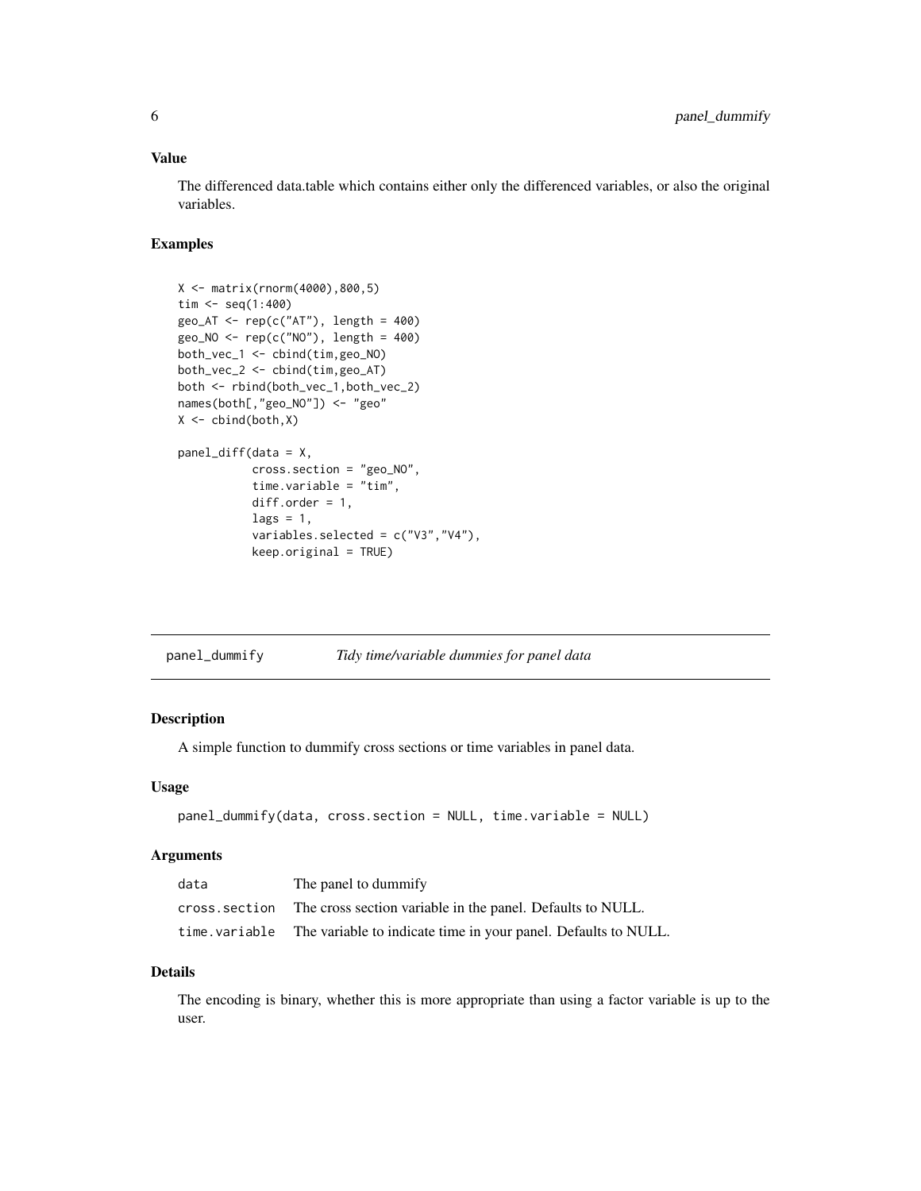### Value

The differenced data.table which contains either only the differenced variables, or also the original variables.

### Examples

```
X <- matrix(rnorm(4000),800,5)
tim <- seq(1:400)
geo_AT <- rep(c("AT"), length = 400)
geo_NO <- rep(c("NO"), length = 400)
both_vec_1 <- cbind(tim,geo_NO)
both_vec_2 <- cbind(tim,geo_AT)
both <- rbind(both_vec_1,both_vec_2)
names(both[,"geo_NO"]) <- "geo"
X <- cbind(both,X)

panel_diff(data = X,
           cross.section = "geo_NO",
           time.variable = "tim",
           diff.order = 1,
           lags = 1,
           variables.selected = c("V3","V4"),
           keep.original = TRUE)
```

---

## panel_dummify — *Tidy time/variable dummies for panel data*

### Description

A simple function to dummify cross sections or time variables in panel data.

### Usage

```
panel_dummify(data, cross.section = NULL, time.variable = NULL)
```

### Arguments

| Argument | Description |
|---|---|
| data | The panel to dummify |
| cross.section | The cross section variable in the panel. Defaults to NULL. |
| time.variable | The variable to indicate time in your panel. Defaults to NULL. |

### Details

The encoding is binary, whether this is more appropriate than using a factor variable is up to the user.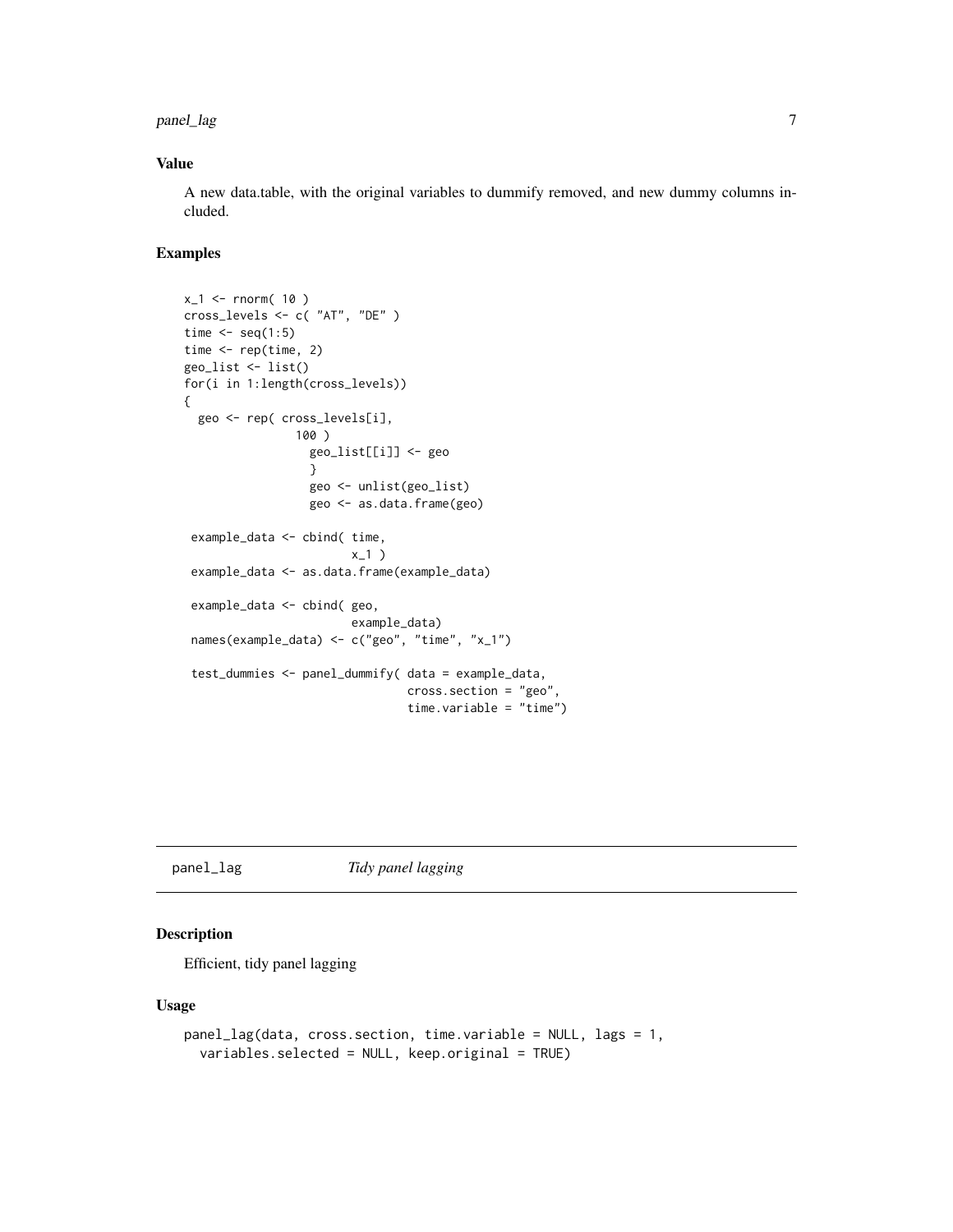## Value

A new data.table, with the original variables to dummify removed, and new dummy columns included.

## Examples

```
x_1 <- rnorm( 10 )
cross_levels <- c( "AT", "DE" )
time <- seq(1:5)
time <- rep(time, 2)
geo_list <- list()
for(i in 1:length(cross_levels))
{
  geo <- rep( cross_levels[i],
                100 )
                  geo_list[[i]] <- geo
                  }
                  geo <- unlist(geo_list)
                  geo <- as.data.frame(geo)

 example_data <- cbind( time,
                        x_1 )
 example_data <- as.data.frame(example_data)

 example_data <- cbind( geo,
                        example_data)
 names(example_data) <- c("geo", "time", "x_1")

 test_dummies <- panel_dummify( data = example_data,
                                cross.section = "geo",
                                time.variable = "time")
```

---

# panel_lag *Tidy panel lagging*

## Description

Efficient, tidy panel lagging

## Usage

```
panel_lag(data, cross.section, time.variable = NULL, lags = 1,
  variables.selected = NULL, keep.original = TRUE)
```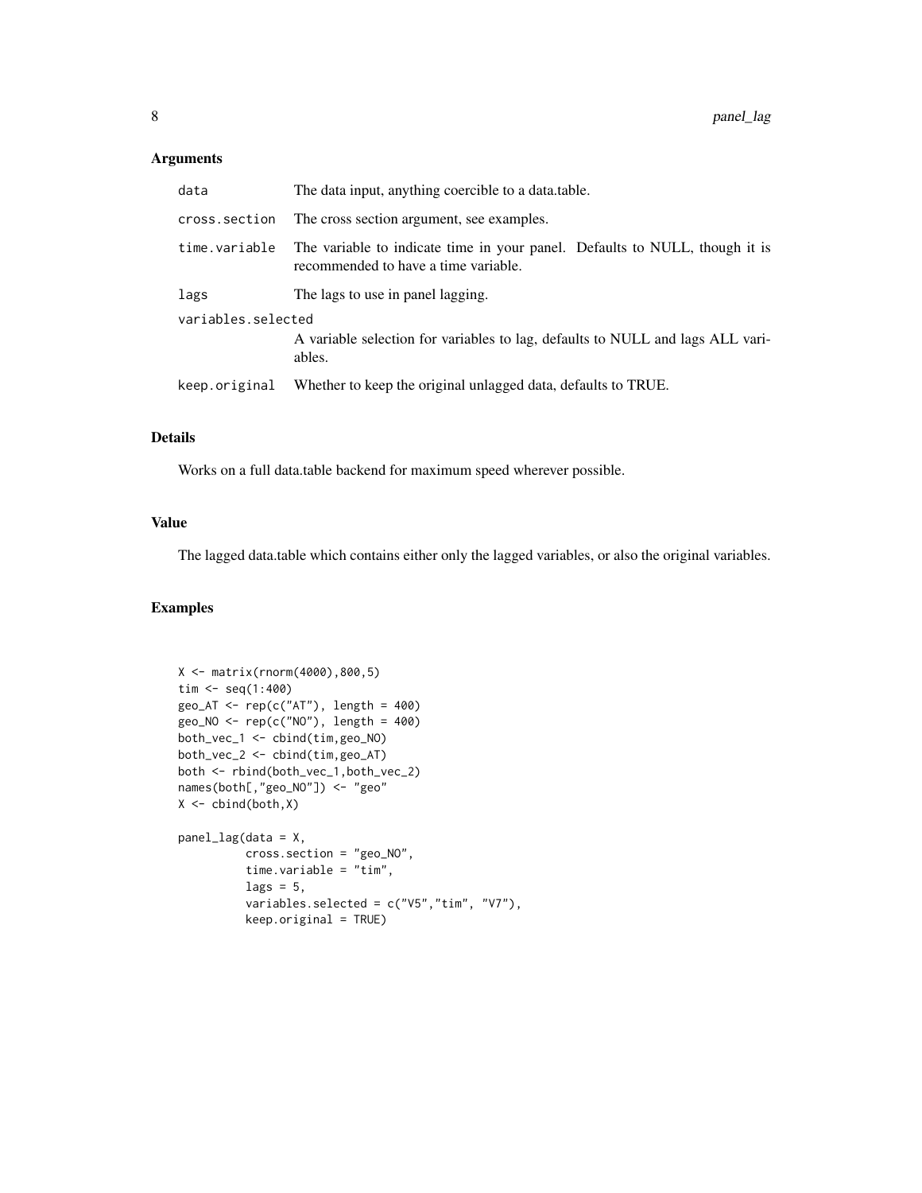### Arguments

| | |
|---|---|
| data | The data input, anything coercible to a data.table. |
| cross.section | The cross section argument, see examples. |
| time.variable | The variable to indicate time in your panel. Defaults to NULL, though it is recommended to have a time variable. |
| lags | The lags to use in panel lagging. |
| variables.selected | A variable selection for variables to lag, defaults to NULL and lags ALL variables. |
| keep.original | Whether to keep the original unlagged data, defaults to TRUE. |

### Details

Works on a full data.table backend for maximum speed wherever possible.

### Value

The lagged data.table which contains either only the lagged variables, or also the original variables.

### Examples

```
X <- matrix(rnorm(4000),800,5)
tim <- seq(1:400)
geo_AT <- rep(c("AT"), length = 400)
geo_NO <- rep(c("NO"), length = 400)
both_vec_1 <- cbind(tim,geo_NO)
both_vec_2 <- cbind(tim,geo_AT)
both <- rbind(both_vec_1,both_vec_2)
names(both[,"geo_NO"]) <- "geo"
X <- cbind(both,X)

panel_lag(data = X,
          cross.section = "geo_NO",
          time.variable = "tim",
          lags = 5,
          variables.selected = c("V5","tim", "V7"),
          keep.original = TRUE)
```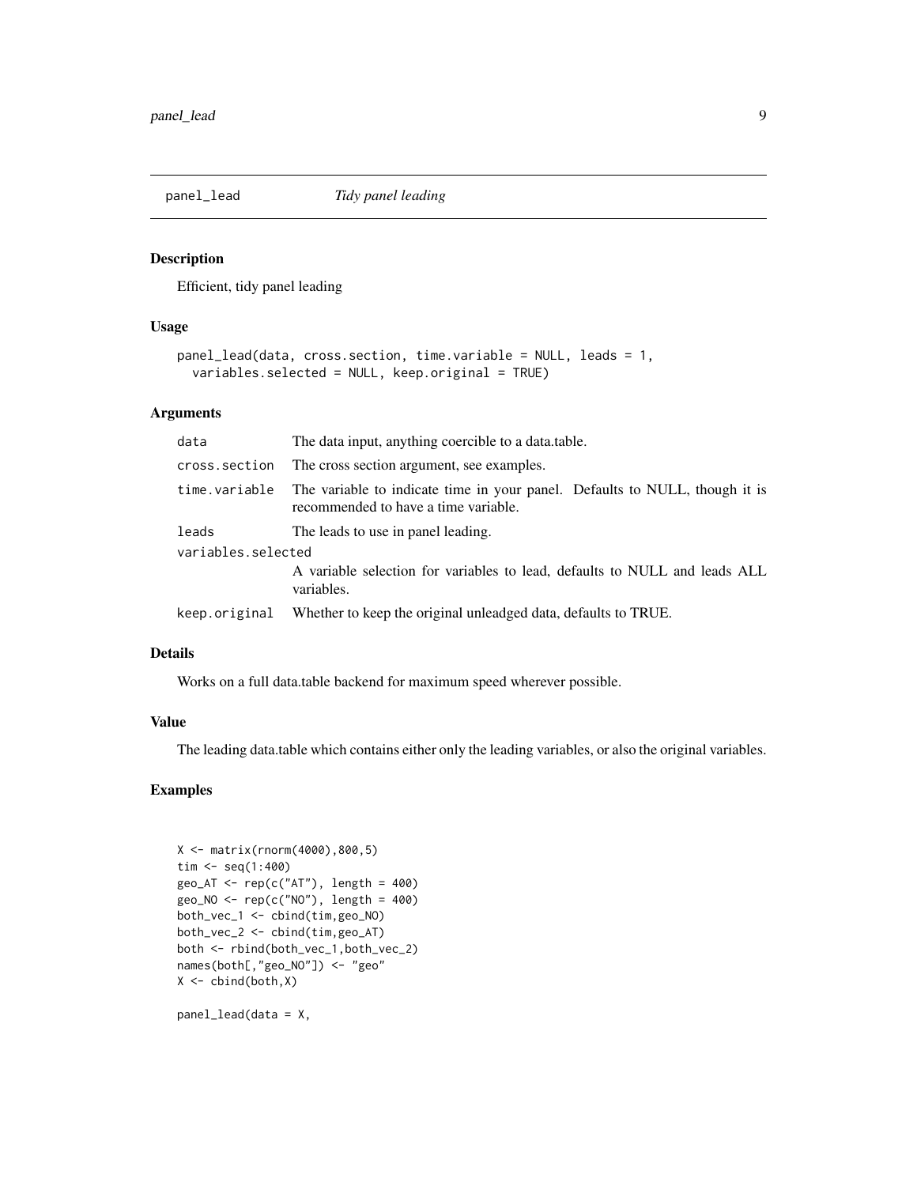## panel_lead *Tidy panel leading*

### Description

Efficient, tidy panel leading

### Usage

```
panel_lead(data, cross.section, time.variable = NULL, leads = 1,
  variables.selected = NULL, keep.original = TRUE)
```

### Arguments

| | |
|---|---|
| data | The data input, anything coercible to a data.table. |
| cross.section | The cross section argument, see examples. |
| time.variable | The variable to indicate time in your panel. Defaults to NULL, though it is recommended to have a time variable. |
| leads | The leads to use in panel leading. |
| variables.selected | A variable selection for variables to lead, defaults to NULL and leads ALL variables. |
| keep.original | Whether to keep the original unleadged data, defaults to TRUE. |

### Details

Works on a full data.table backend for maximum speed wherever possible.

### Value

The leading data.table which contains either only the leading variables, or also the original variables.

### Examples

```
X <- matrix(rnorm(4000),800,5)
tim <- seq(1:400)
geo_AT <- rep(c("AT"), length = 400)
geo_NO <- rep(c("NO"), length = 400)
both_vec_1 <- cbind(tim,geo_NO)
both_vec_2 <- cbind(tim,geo_AT)
both <- rbind(both_vec_1,both_vec_2)
names(both[,"geo_NO"]) <- "geo"
X <- cbind(both,X)

panel_lead(data = X,
```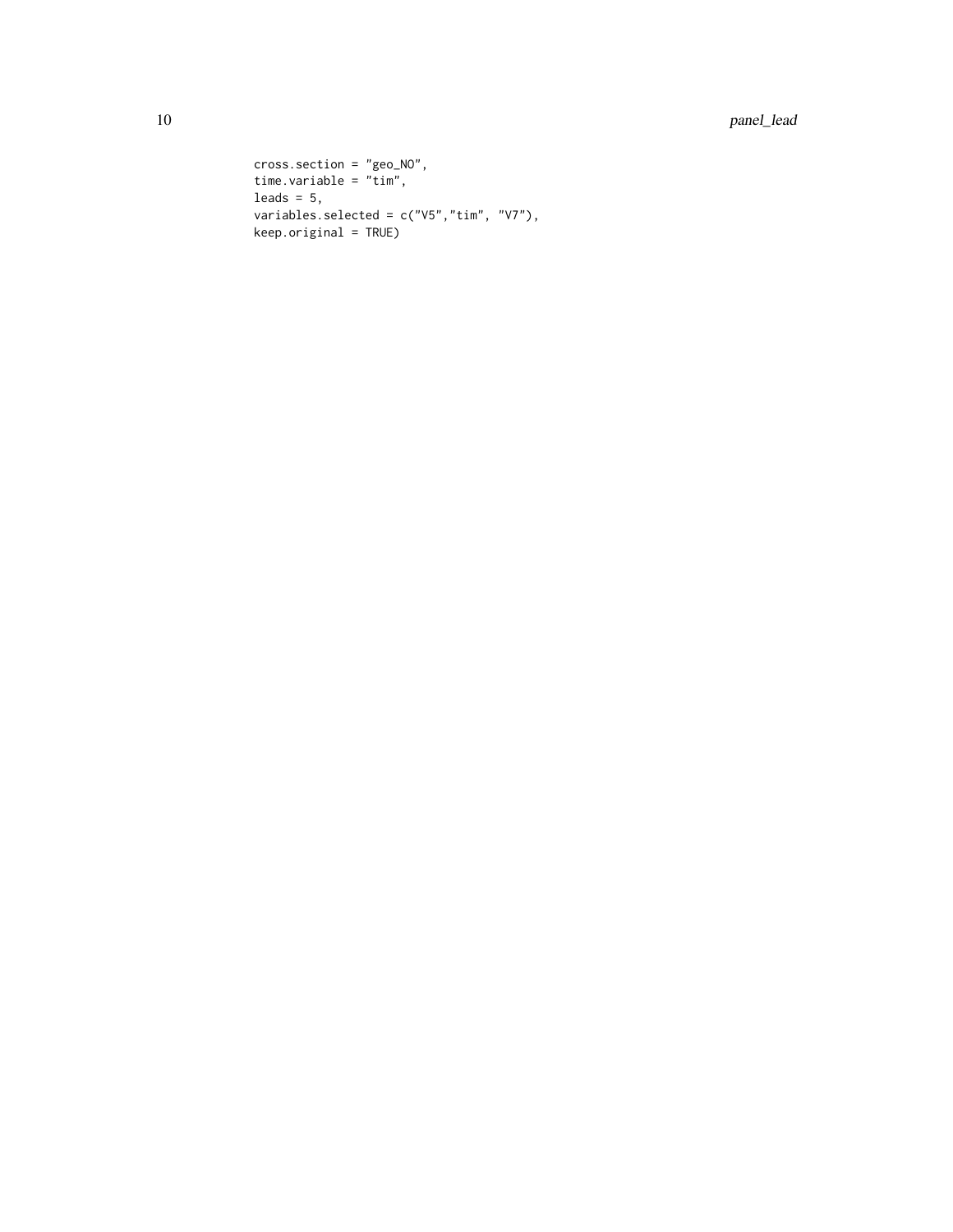```
cross.section = "geo_NO",
time.variable = "tim",
leads = 5,
variables.selected = c("V5","tim", "V7"),
keep.original = TRUE)
```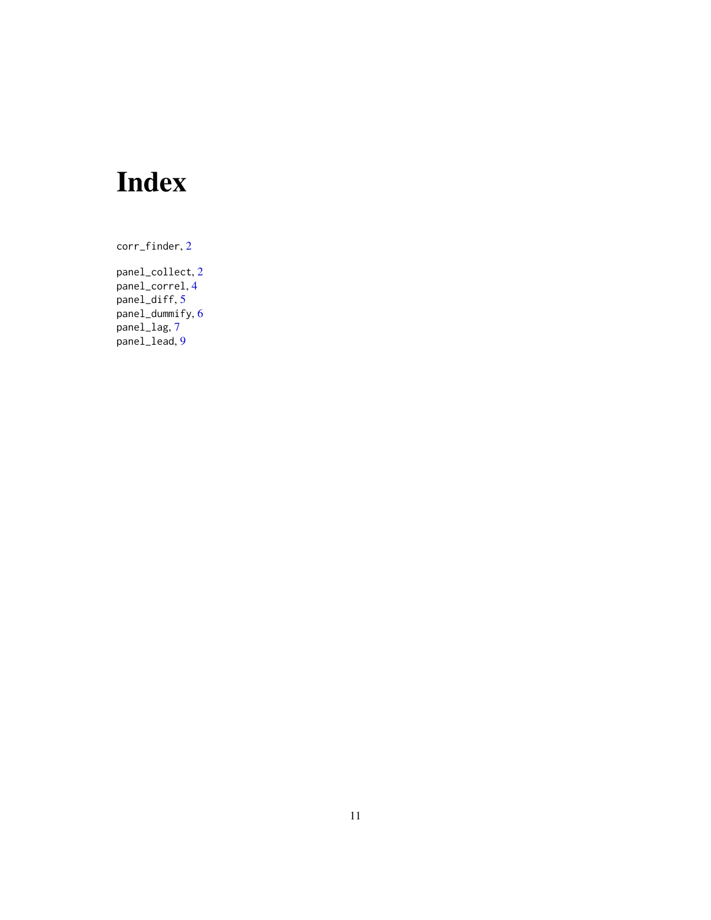# Index

corr_finder, 2

panel_collect, 2
panel_correl, 4
panel_diff, 5
panel_dummify, 6
panel_lag, 7
panel_lead, 9